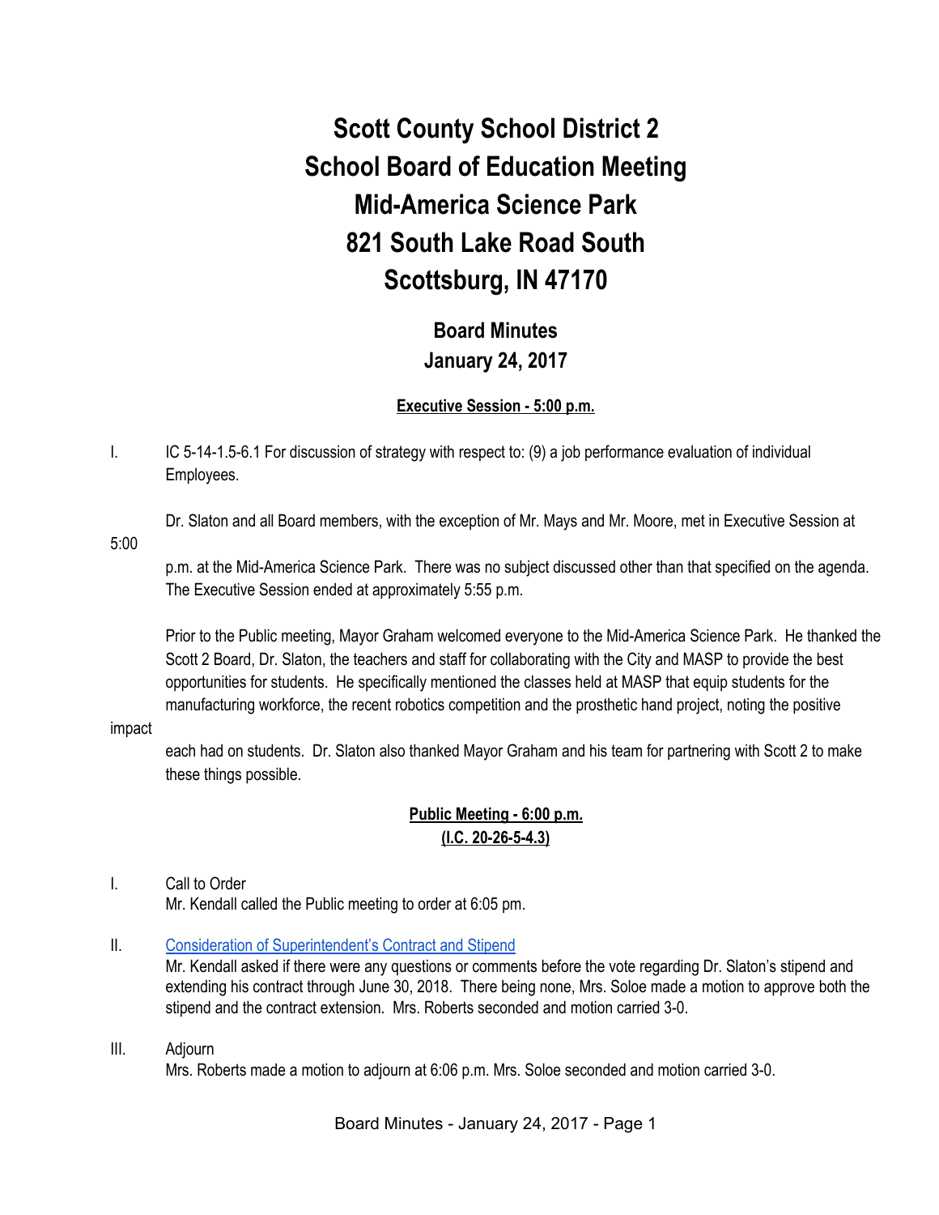# Scott County School District 2
# School Board of Education Meeting
# Mid-America Science Park
# 821 South Lake Road South
# Scottsburg, IN 47170

## Board Minutes
## January 24, 2017

**Executive Session - 5:00 p.m.**

I. IC 5-14-1.5-6.1 For discussion of strategy with respect to: (9) a job performance evaluation of individual Employees.

Dr. Slaton and all Board members, with the exception of Mr. Mays and Mr. Moore, met in Executive Session at 5:00 p.m. at the Mid-America Science Park. There was no subject discussed other than that specified on the agenda. The Executive Session ended at approximately 5:55 p.m.

Prior to the Public meeting, Mayor Graham welcomed everyone to the Mid-America Science Park. He thanked the Scott 2 Board, Dr. Slaton, the teachers and staff for collaborating with the City and MASP to provide the best opportunities for students. He specifically mentioned the classes held at MASP that equip students for the manufacturing workforce, the recent robotics competition and the prosthetic hand project, noting the positive impact each had on students. Dr. Slaton also thanked Mayor Graham and his team for partnering with Scott 2 to make these things possible.

**Public Meeting - 6:00 p.m.**
**(I.C. 20-26-5-4.3)**

I. Call to Order
Mr. Kendall called the Public meeting to order at 6:05 pm.

II. Consideration of Superintendent's Contract and Stipend
Mr. Kendall asked if there were any questions or comments before the vote regarding Dr. Slaton's stipend and extending his contract through June 30, 2018. There being none, Mrs. Soloe made a motion to approve both the stipend and the contract extension. Mrs. Roberts seconded and motion carried 3-0.

III. Adjourn
Mrs. Roberts made a motion to adjourn at 6:06 p.m. Mrs. Soloe seconded and motion carried 3-0.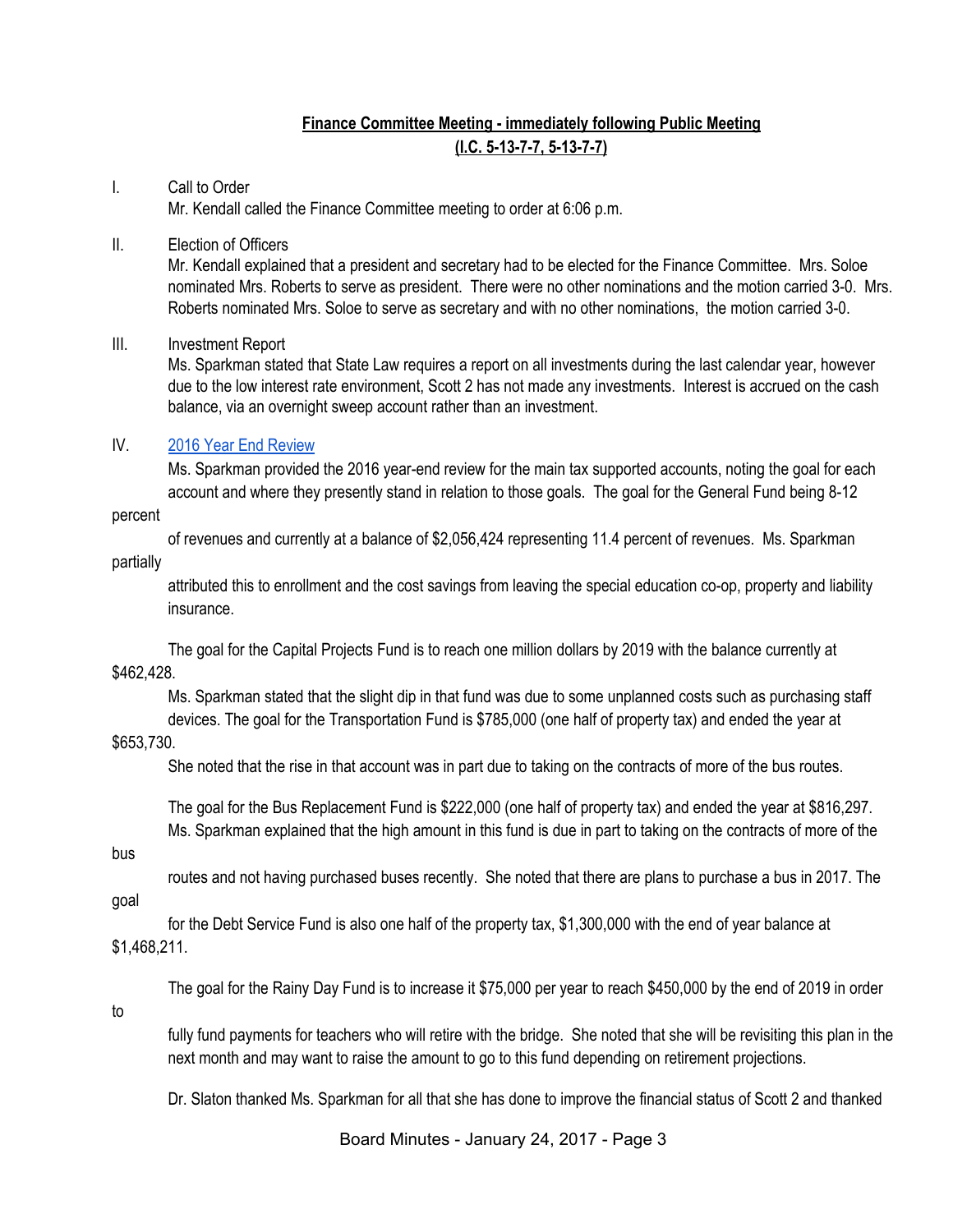**Finance Committee Meeting - immediately following Public Meeting**
**(I.C. 5-13-7-7, 5-13-7-7)**

I. Call to Order

Mr. Kendall called the Finance Committee meeting to order at 6:06 p.m.

II. Election of Officers

Mr. Kendall explained that a president and secretary had to be elected for the Finance Committee. Mrs. Soloe nominated Mrs. Roberts to serve as president. There were no other nominations and the motion carried 3-0. Mrs. Roberts nominated Mrs. Soloe to serve as secretary and with no other nominations, the motion carried 3-0.

III. Investment Report

Ms. Sparkman stated that State Law requires a report on all investments during the last calendar year, however due to the low interest rate environment, Scott 2 has not made any investments. Interest is accrued on the cash balance, via an overnight sweep account rather than an investment.

IV. [2016 Year End Review]

Ms. Sparkman provided the 2016 year-end review for the main tax supported accounts, noting the goal for each account and where they presently stand in relation to those goals. The goal for the General Fund being 8-12 percent of revenues and currently at a balance of $2,056,424 representing 11.4 percent of revenues. Ms. Sparkman partially attributed this to enrollment and the cost savings from leaving the special education co-op, property and liability insurance.

The goal for the Capital Projects Fund is to reach one million dollars by 2019 with the balance currently at $462,428. Ms. Sparkman stated that the slight dip in that fund was due to some unplanned costs such as purchasing staff devices. The goal for the Transportation Fund is $785,000 (one half of property tax) and ended the year at $653,730. She noted that the rise in that account was in part due to taking on the contracts of more of the bus routes.

The goal for the Bus Replacement Fund is $222,000 (one half of property tax) and ended the year at $816,297. Ms. Sparkman explained that the high amount in this fund is due in part to taking on the contracts of more of the bus routes and not having purchased buses recently. She noted that there are plans to purchase a bus in 2017. The goal for the Debt Service Fund is also one half of the property tax, $1,300,000 with the end of year balance at $1,468,211.

The goal for the Rainy Day Fund is to increase it $75,000 per year to reach $450,000 by the end of 2019 in order to fully fund payments for teachers who will retire with the bridge. She noted that she will be revisiting this plan in the next month and may want to raise the amount to go to this fund depending on retirement projections.

Dr. Slaton thanked Ms. Sparkman for all that she has done to improve the financial status of Scott 2 and thanked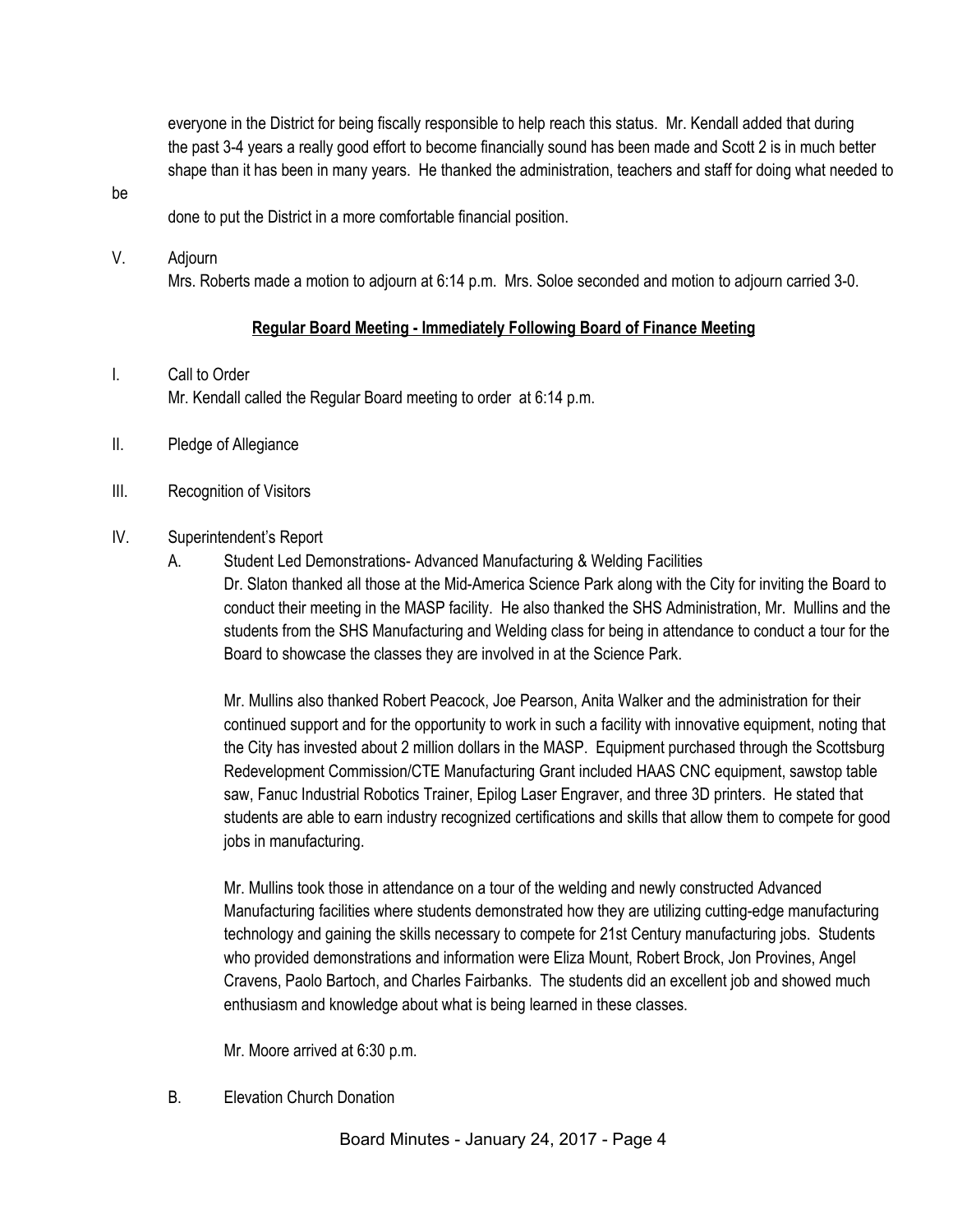everyone in the District for being fiscally responsible to help reach this status. Mr. Kendall added that during the past 3-4 years a really good effort to become financially sound has been made and Scott 2 is in much better shape than it has been in many years. He thanked the administration, teachers and staff for doing what needed to be done to put the District in a more comfortable financial position.

V. Adjourn

Mrs. Roberts made a motion to adjourn at 6:14 p.m. Mrs. Soloe seconded and motion to adjourn carried 3-0.

**Regular Board Meeting - Immediately Following Board of Finance Meeting**

I. Call to Order

Mr. Kendall called the Regular Board meeting to order at 6:14 p.m.

II. Pledge of Allegiance

III. Recognition of Visitors

IV. Superintendent's Report

A. Student Led Demonstrations- Advanced Manufacturing & Welding Facilities

Dr. Slaton thanked all those at the Mid-America Science Park along with the City for inviting the Board to conduct their meeting in the MASP facility. He also thanked the SHS Administration, Mr. Mullins and the students from the SHS Manufacturing and Welding class for being in attendance to conduct a tour for the Board to showcase the classes they are involved in at the Science Park.

Mr. Mullins also thanked Robert Peacock, Joe Pearson, Anita Walker and the administration for their continued support and for the opportunity to work in such a facility with innovative equipment, noting that the City has invested about 2 million dollars in the MASP. Equipment purchased through the Scottsburg Redevelopment Commission/CTE Manufacturing Grant included HAAS CNC equipment, sawstop table saw, Fanuc Industrial Robotics Trainer, Epilog Laser Engraver, and three 3D printers. He stated that students are able to earn industry recognized certifications and skills that allow them to compete for good jobs in manufacturing.

Mr. Mullins took those in attendance on a tour of the welding and newly constructed Advanced Manufacturing facilities where students demonstrated how they are utilizing cutting-edge manufacturing technology and gaining the skills necessary to compete for 21st Century manufacturing jobs. Students who provided demonstrations and information were Eliza Mount, Robert Brock, Jon Provines, Angel Cravens, Paolo Bartoch, and Charles Fairbanks. The students did an excellent job and showed much enthusiasm and knowledge about what is being learned in these classes.

Mr. Moore arrived at 6:30 p.m.

B. Elevation Church Donation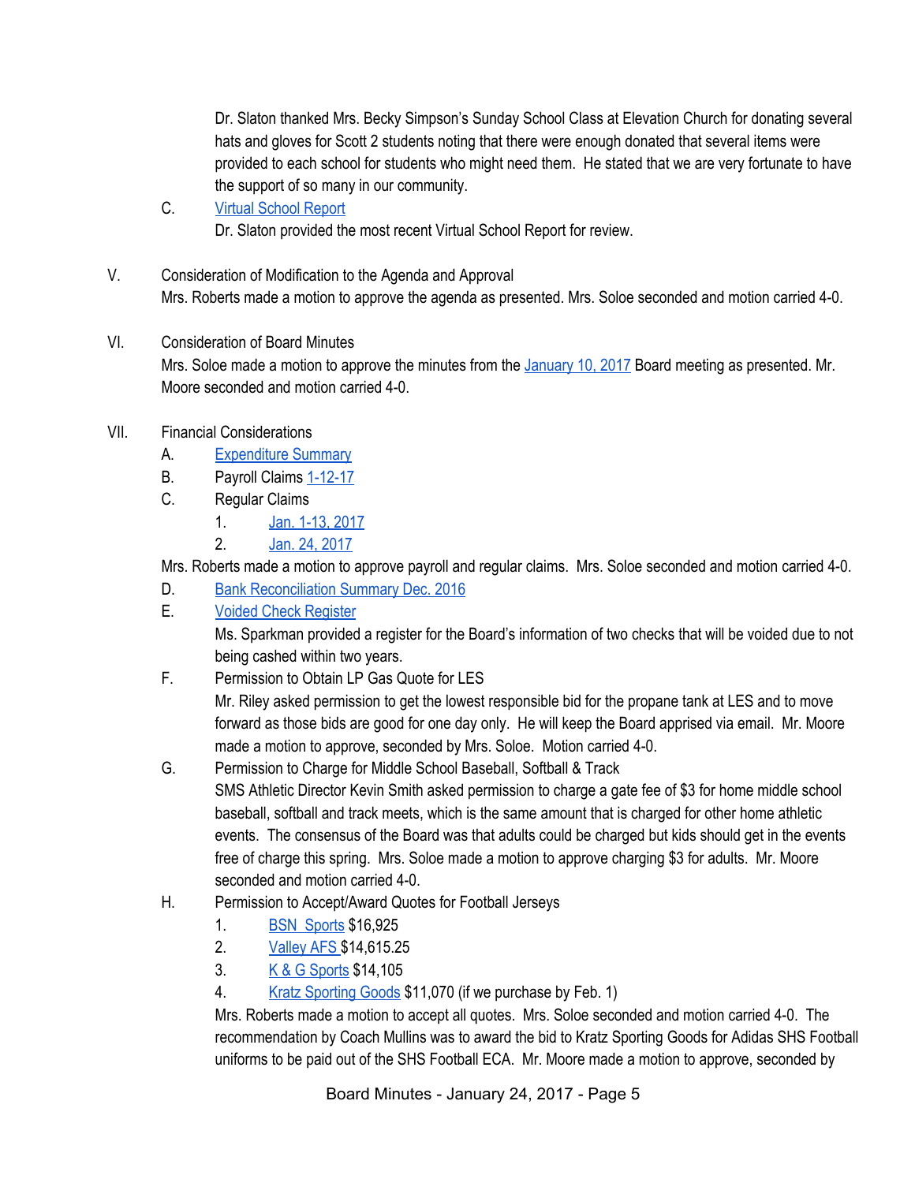Dr. Slaton thanked Mrs. Becky Simpson's Sunday School Class at Elevation Church for donating several hats and gloves for Scott 2 students noting that there were enough donated that several items were provided to each school for students who might need them. He stated that we are very fortunate to have the support of so many in our community.

C. Virtual School Report

Dr. Slaton provided the most recent Virtual School Report for review.

V. Consideration of Modification to the Agenda and Approval

Mrs. Roberts made a motion to approve the agenda as presented. Mrs. Soloe seconded and motion carried 4-0.

VI. Consideration of Board Minutes

Mrs. Soloe made a motion to approve the minutes from the January 10, 2017 Board meeting as presented. Mr. Moore seconded and motion carried 4-0.

VII. Financial Considerations

A. Expenditure Summary

B. Payroll Claims 1-12-17

C. Regular Claims

1. Jan. 1-13, 2017
2. Jan. 24, 2017

Mrs. Roberts made a motion to approve payroll and regular claims. Mrs. Soloe seconded and motion carried 4-0.

D. Bank Reconciliation Summary Dec. 2016

E. Voided Check Register

Ms. Sparkman provided a register for the Board's information of two checks that will be voided due to not being cashed within two years.

F. Permission to Obtain LP Gas Quote for LES

Mr. Riley asked permission to get the lowest responsible bid for the propane tank at LES and to move forward as those bids are good for one day only. He will keep the Board apprised via email. Mr. Moore made a motion to approve, seconded by Mrs. Soloe. Motion carried 4-0.

G. Permission to Charge for Middle School Baseball, Softball & Track

SMS Athletic Director Kevin Smith asked permission to charge a gate fee of $3 for home middle school baseball, softball and track meets, which is the same amount that is charged for other home athletic events. The consensus of the Board was that adults could be charged but kids should get in the events free of charge this spring. Mrs. Soloe made a motion to approve charging $3 for adults. Mr. Moore seconded and motion carried 4-0.

H. Permission to Accept/Award Quotes for Football Jerseys

1. BSN Sports $16,925
2. Valley AFS $14,615.25
3. K & G Sports $14,105
4. Kratz Sporting Goods $11,070 (if we purchase by Feb. 1)

Mrs. Roberts made a motion to accept all quotes. Mrs. Soloe seconded and motion carried 4-0. The recommendation by Coach Mullins was to award the bid to Kratz Sporting Goods for Adidas SHS Football uniforms to be paid out of the SHS Football ECA. Mr. Moore made a motion to approve, seconded by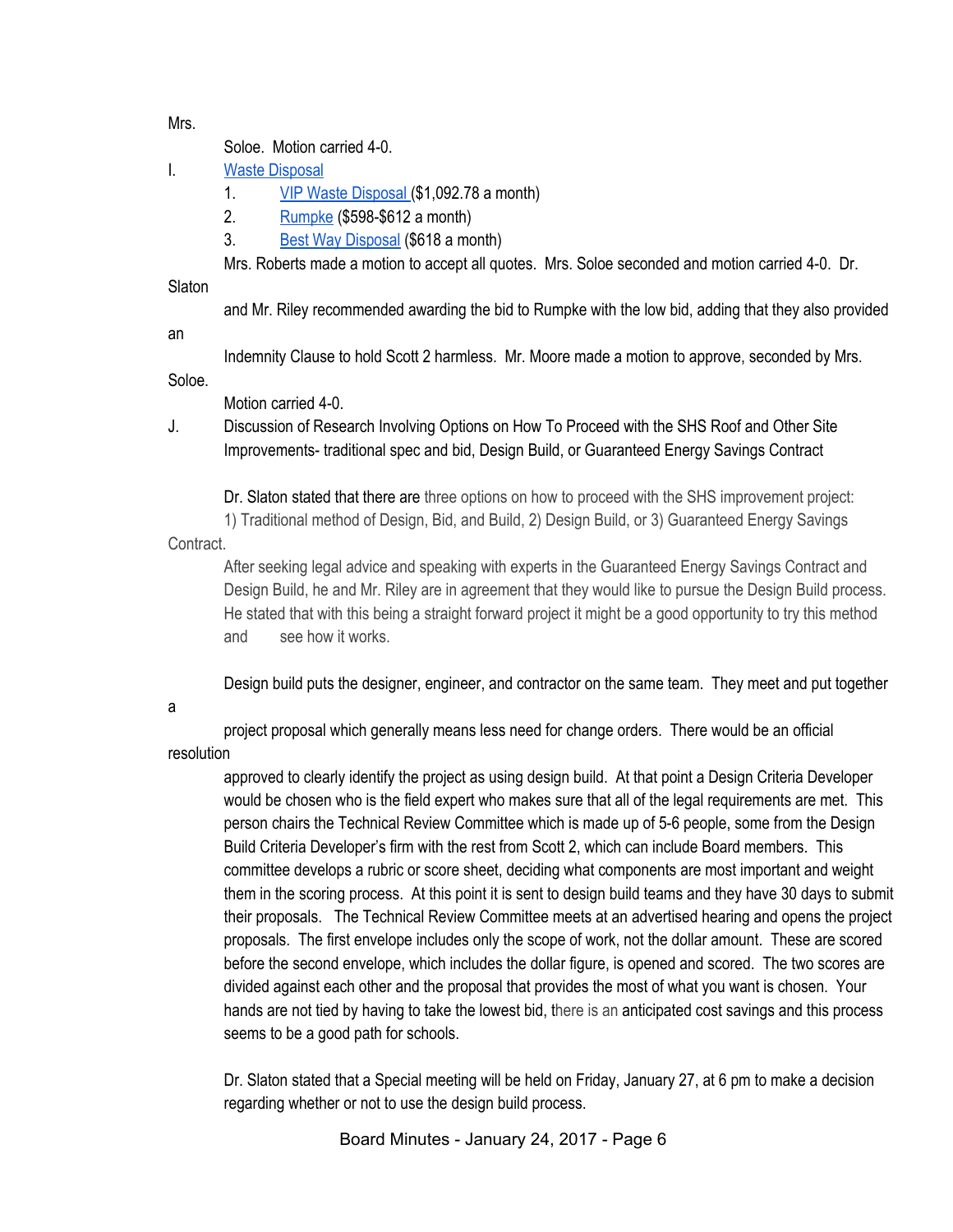Mrs. Soloe. Motion carried 4-0.

I. Waste Disposal

1. VIP Waste Disposal ($1,092.78 a month)
2. Rumpke ($598-$612 a month)
3. Best Way Disposal ($618 a month)

Mrs. Roberts made a motion to accept all quotes. Mrs. Soloe seconded and motion carried 4-0. Dr. Slaton and Mr. Riley recommended awarding the bid to Rumpke with the low bid, adding that they also provided an Indemnity Clause to hold Scott 2 harmless. Mr. Moore made a motion to approve, seconded by Mrs. Soloe. Motion carried 4-0.

J. Discussion of Research Involving Options on How To Proceed with the SHS Roof and Other Site Improvements- traditional spec and bid, Design Build, or Guaranteed Energy Savings Contract

Dr. Slaton stated that there are three options on how to proceed with the SHS improvement project: 1) Traditional method of Design, Bid, and Build, 2) Design Build, or 3) Guaranteed Energy Savings Contract.

After seeking legal advice and speaking with experts in the Guaranteed Energy Savings Contract and Design Build, he and Mr. Riley are in agreement that they would like to pursue the Design Build process. He stated that with this being a straight forward project it might be a good opportunity to try this method and see how it works.

Design build puts the designer, engineer, and contractor on the same team. They meet and put together a project proposal which generally means less need for change orders. There would be an official resolution approved to clearly identify the project as using design build. At that point a Design Criteria Developer would be chosen who is the field expert who makes sure that all of the legal requirements are met. This person chairs the Technical Review Committee which is made up of 5-6 people, some from the Design Build Criteria Developer's firm with the rest from Scott 2, which can include Board members. This committee develops a rubric or score sheet, deciding what components are most important and weight them in the scoring process. At this point it is sent to design build teams and they have 30 days to submit their proposals. The Technical Review Committee meets at an advertised hearing and opens the project proposals. The first envelope includes only the scope of work, not the dollar amount. These are scored before the second envelope, which includes the dollar figure, is opened and scored. The two scores are divided against each other and the proposal that provides the most of what you want is chosen. Your hands are not tied by having to take the lowest bid, there is an anticipated cost savings and this process seems to be a good path for schools.

Dr. Slaton stated that a Special meeting will be held on Friday, January 27, at 6 pm to make a decision regarding whether or not to use the design build process.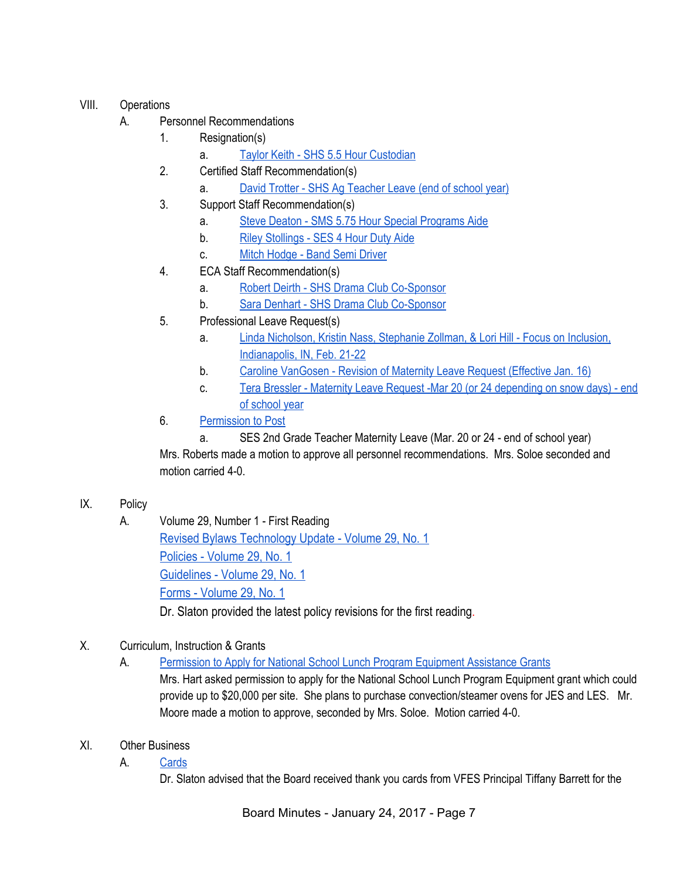VIII. Operations

A. Personnel Recommendations

1. Resignation(s)
   a. Taylor Keith - SHS 5.5 Hour Custodian
2. Certified Staff Recommendation(s)
   a. David Trotter - SHS Ag Teacher Leave (end of school year)
3. Support Staff Recommendation(s)
   a. Steve Deaton - SMS 5.75 Hour Special Programs Aide
   b. Riley Stollings - SES 4 Hour Duty Aide
   c. Mitch Hodge - Band Semi Driver
4. ECA Staff Recommendation(s)
   a. Robert Deirth - SHS Drama Club Co-Sponsor
   b. Sara Denhart - SHS Drama Club Co-Sponsor
5. Professional Leave Request(s)
   a. Linda Nicholson, Kristin Nass, Stephanie Zollman, & Lori Hill - Focus on Inclusion, Indianapolis, IN, Feb. 21-22
   b. Caroline VanGosen - Revision of Maternity Leave Request (Effective Jan. 16)
   c. Tera Bressler - Maternity Leave Request -Mar 20 (or 24 depending on snow days) - end of school year
6. Permission to Post
   a. SES 2nd Grade Teacher Maternity Leave (Mar. 20 or 24 - end of school year)

Mrs. Roberts made a motion to approve all personnel recommendations. Mrs. Soloe seconded and motion carried 4-0.

IX. Policy

A. Volume 29, Number 1 - First Reading

Revised Bylaws Technology Update - Volume 29, No. 1

Policies - Volume 29, No. 1

Guidelines - Volume 29, No. 1

Forms - Volume 29, No. 1

Dr. Slaton provided the latest policy revisions for the first reading.

X. Curriculum, Instruction & Grants

A. Permission to Apply for National School Lunch Program Equipment Assistance Grants

Mrs. Hart asked permission to apply for the National School Lunch Program Equipment grant which could provide up to $20,000 per site. She plans to purchase convection/steamer ovens for JES and LES. Mr. Moore made a motion to approve, seconded by Mrs. Soloe. Motion carried 4-0.

XI. Other Business

A. Cards

Dr. Slaton advised that the Board received thank you cards from VFES Principal Tiffany Barrett for the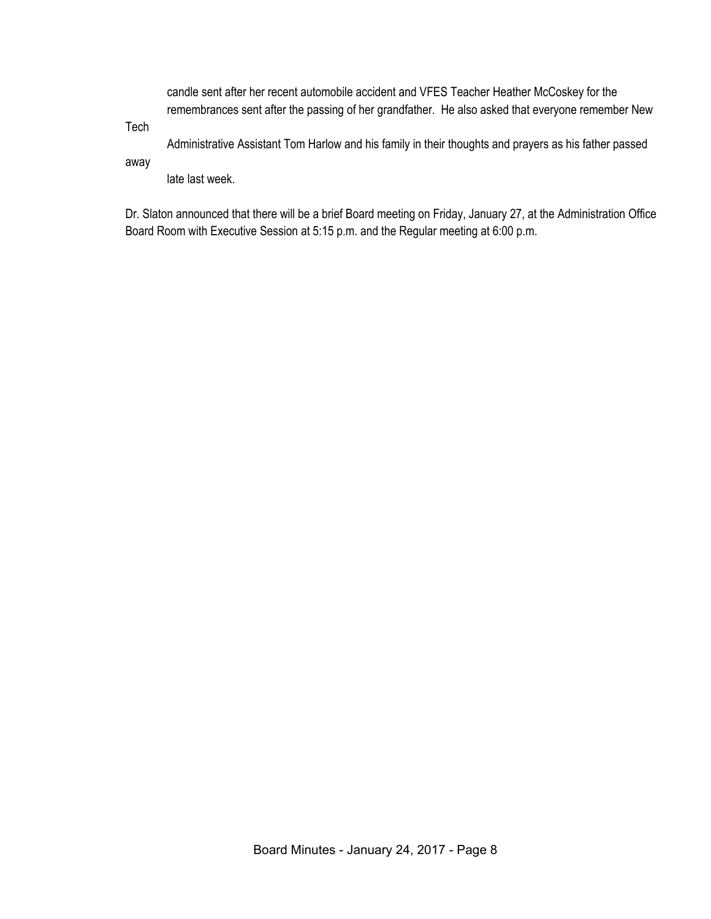candle sent after her recent automobile accident and VFES Teacher Heather McCoskey for the remembrances sent after the passing of her grandfather. He also asked that everyone remember New Tech Administrative Assistant Tom Harlow and his family in their thoughts and prayers as his father passed away late last week.

Dr. Slaton announced that there will be a brief Board meeting on Friday, January 27, at the Administration Office Board Room with Executive Session at 5:15 p.m. and the Regular meeting at 6:00 p.m.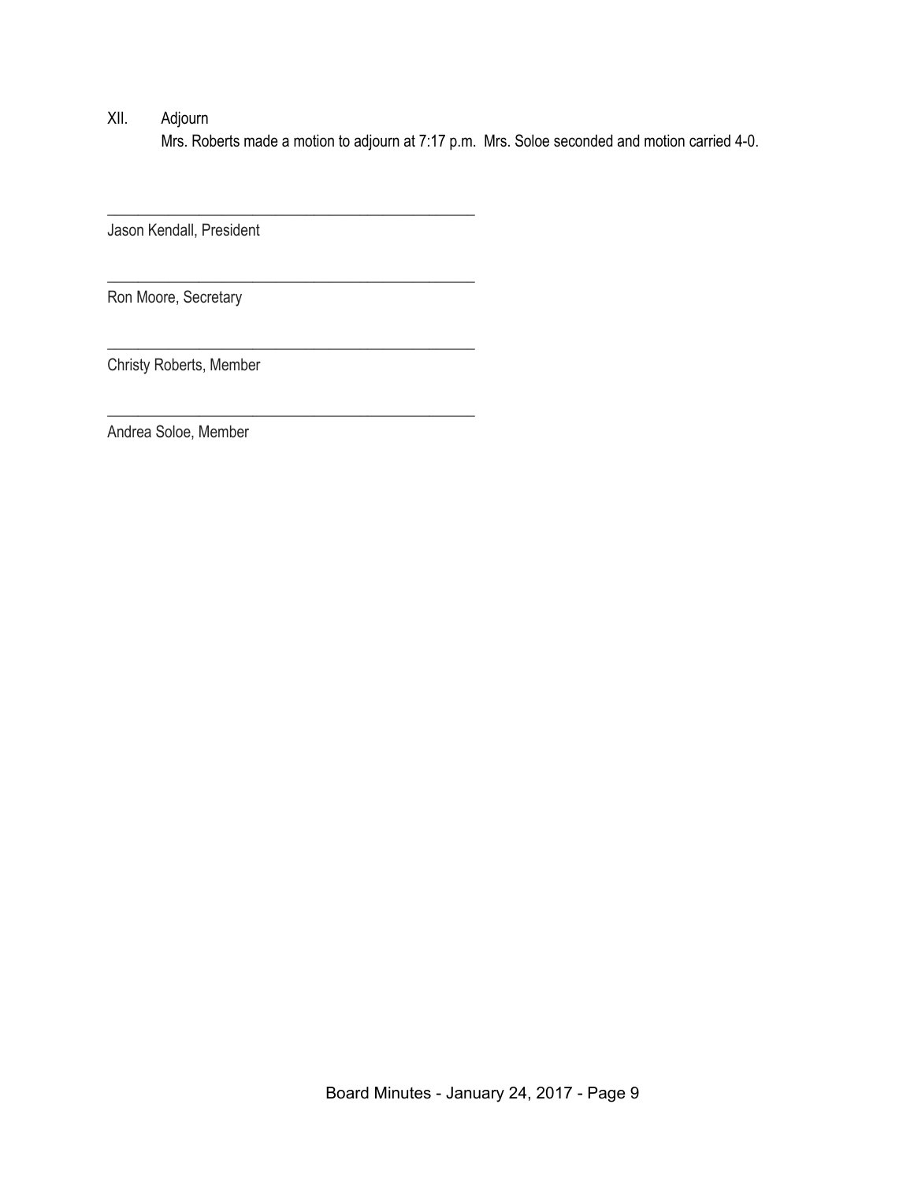XII. Adjourn

Mrs. Roberts made a motion to adjourn at 7:17 p.m. Mrs. Soloe seconded and motion carried 4-0.

\_\_\_\_\_\_\_\_\_\_\_\_\_\_\_\_\_\_\_\_\_\_\_\_\_\_\_\_\_\_\_\_\_\_\_\_\_\_\_\_\_\_\_\_

Jason Kendall, President

\_\_\_\_\_\_\_\_\_\_\_\_\_\_\_\_\_\_\_\_\_\_\_\_\_\_\_\_\_\_\_\_\_\_\_\_\_\_\_\_\_\_\_\_

Ron Moore, Secretary

\_\_\_\_\_\_\_\_\_\_\_\_\_\_\_\_\_\_\_\_\_\_\_\_\_\_\_\_\_\_\_\_\_\_\_\_\_\_\_\_\_\_\_\_

Christy Roberts, Member

\_\_\_\_\_\_\_\_\_\_\_\_\_\_\_\_\_\_\_\_\_\_\_\_\_\_\_\_\_\_\_\_\_\_\_\_\_\_\_\_\_\_\_\_

Andrea Soloe, Member